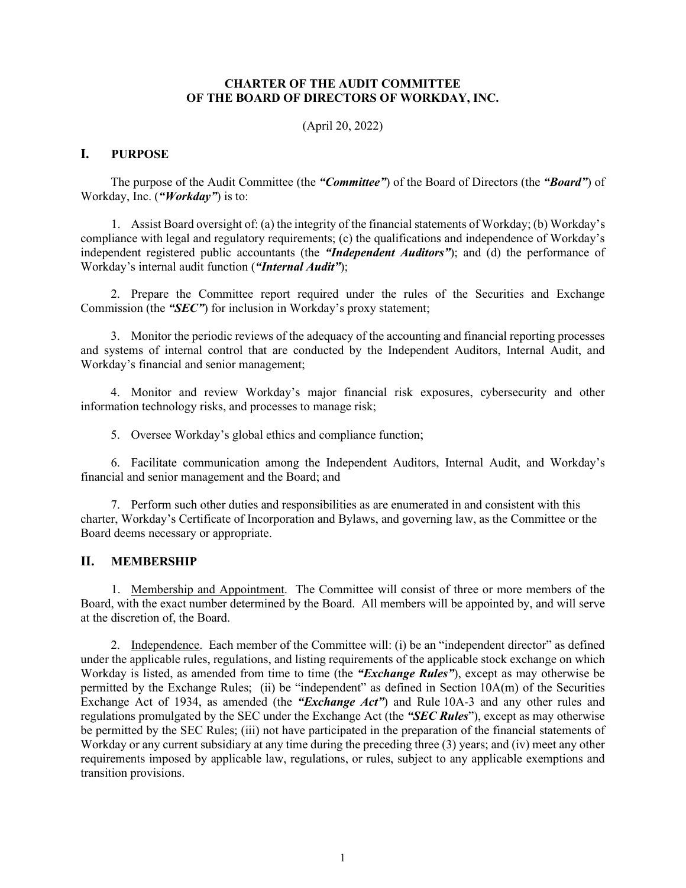**CHARTER OF THE AUDIT COMMITTEE**
**OF THE BOARD OF DIRECTORS OF WORKDAY, INC.**

(April 20, 2022)

## I. PURPOSE

The purpose of the Audit Committee (the ***"Committee"***) of the Board of Directors (the ***"Board"***) of Workday, Inc. (***"Workday"***) is to:

1. Assist Board oversight of: (a) the integrity of the financial statements of Workday; (b) Workday's compliance with legal and regulatory requirements; (c) the qualifications and independence of Workday's independent registered public accountants (the ***"Independent Auditors"***); and (d) the performance of Workday's internal audit function (***"Internal Audit"***);

2. Prepare the Committee report required under the rules of the Securities and Exchange Commission (the ***"SEC"***) for inclusion in Workday's proxy statement;

3. Monitor the periodic reviews of the adequacy of the accounting and financial reporting processes and systems of internal control that are conducted by the Independent Auditors, Internal Audit, and Workday's financial and senior management;

4. Monitor and review Workday's major financial risk exposures, cybersecurity and other information technology risks, and processes to manage risk;

5. Oversee Workday's global ethics and compliance function;

6. Facilitate communication among the Independent Auditors, Internal Audit, and Workday's financial and senior management and the Board; and

7. Perform such other duties and responsibilities as are enumerated in and consistent with this charter, Workday's Certificate of Incorporation and Bylaws, and governing law, as the Committee or the Board deems necessary or appropriate.

## II. MEMBERSHIP

1. Membership and Appointment. The Committee will consist of three or more members of the Board, with the exact number determined by the Board. All members will be appointed by, and will serve at the discretion of, the Board.

2. Independence. Each member of the Committee will: (i) be an "independent director" as defined under the applicable rules, regulations, and listing requirements of the applicable stock exchange on which Workday is listed, as amended from time to time (the ***"Exchange Rules"***), except as may otherwise be permitted by the Exchange Rules; (ii) be "independent" as defined in Section 10A(m) of the Securities Exchange Act of 1934, as amended (the ***"Exchange Act"***) and Rule 10A-3 and any other rules and regulations promulgated by the SEC under the Exchange Act (the ***"SEC Rules"***), except as may otherwise be permitted by the SEC Rules; (iii) not have participated in the preparation of the financial statements of Workday or any current subsidiary at any time during the preceding three (3) years; and (iv) meet any other requirements imposed by applicable law, regulations, or rules, subject to any applicable exemptions and transition provisions.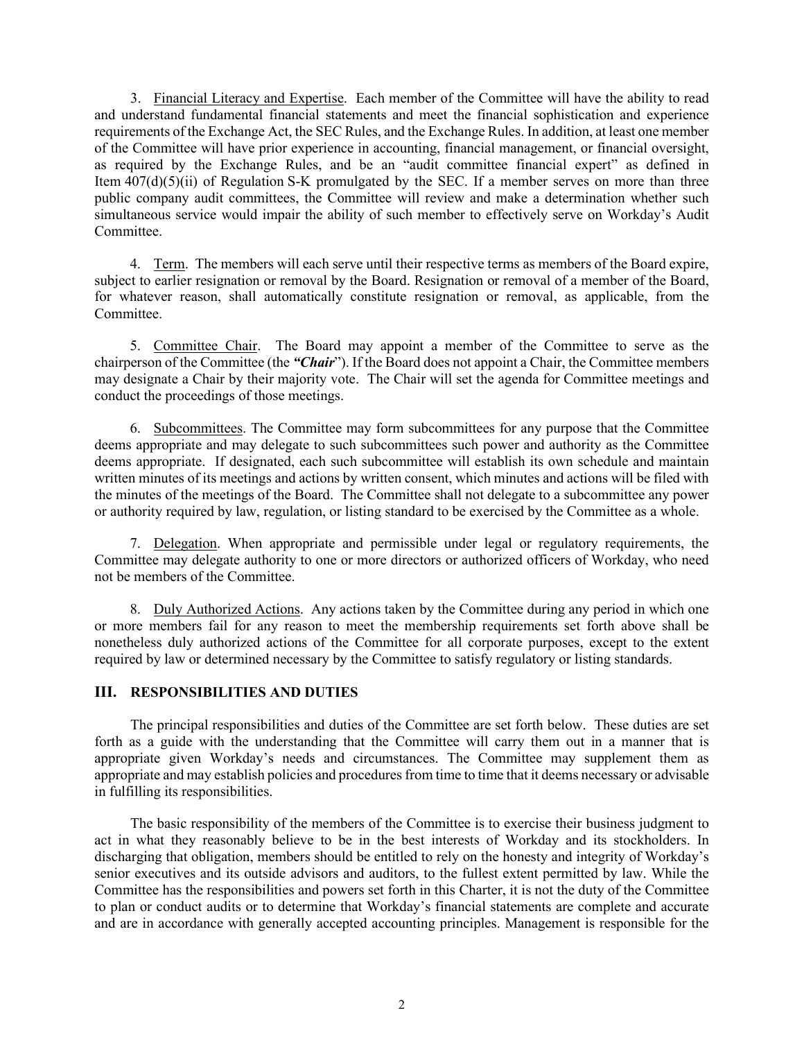3. Financial Literacy and Expertise. Each member of the Committee will have the ability to read and understand fundamental financial statements and meet the financial sophistication and experience requirements of the Exchange Act, the SEC Rules, and the Exchange Rules. In addition, at least one member of the Committee will have prior experience in accounting, financial management, or financial oversight, as required by the Exchange Rules, and be an "audit committee financial expert" as defined in Item 407(d)(5)(ii) of Regulation S-K promulgated by the SEC. If a member serves on more than three public company audit committees, the Committee will review and make a determination whether such simultaneous service would impair the ability of such member to effectively serve on Workday's Audit Committee.

4. Term. The members will each serve until their respective terms as members of the Board expire, subject to earlier resignation or removal by the Board. Resignation or removal of a member of the Board, for whatever reason, shall automatically constitute resignation or removal, as applicable, from the Committee.

5. Committee Chair. The Board may appoint a member of the Committee to serve as the chairperson of the Committee (the ***"Chair"***). If the Board does not appoint a Chair, the Committee members may designate a Chair by their majority vote. The Chair will set the agenda for Committee meetings and conduct the proceedings of those meetings.

6. Subcommittees. The Committee may form subcommittees for any purpose that the Committee deems appropriate and may delegate to such subcommittees such power and authority as the Committee deems appropriate. If designated, each such subcommittee will establish its own schedule and maintain written minutes of its meetings and actions by written consent, which minutes and actions will be filed with the minutes of the meetings of the Board. The Committee shall not delegate to a subcommittee any power or authority required by law, regulation, or listing standard to be exercised by the Committee as a whole.

7. Delegation. When appropriate and permissible under legal or regulatory requirements, the Committee may delegate authority to one or more directors or authorized officers of Workday, who need not be members of the Committee.

8. Duly Authorized Actions. Any actions taken by the Committee during any period in which one or more members fail for any reason to meet the membership requirements set forth above shall be nonetheless duly authorized actions of the Committee for all corporate purposes, except to the extent required by law or determined necessary by the Committee to satisfy regulatory or listing standards.

## III. RESPONSIBILITIES AND DUTIES

The principal responsibilities and duties of the Committee are set forth below. These duties are set forth as a guide with the understanding that the Committee will carry them out in a manner that is appropriate given Workday's needs and circumstances. The Committee may supplement them as appropriate and may establish policies and procedures from time to time that it deems necessary or advisable in fulfilling its responsibilities.

The basic responsibility of the members of the Committee is to exercise their business judgment to act in what they reasonably believe to be in the best interests of Workday and its stockholders. In discharging that obligation, members should be entitled to rely on the honesty and integrity of Workday's senior executives and its outside advisors and auditors, to the fullest extent permitted by law. While the Committee has the responsibilities and powers set forth in this Charter, it is not the duty of the Committee to plan or conduct audits or to determine that Workday's financial statements are complete and accurate and are in accordance with generally accepted accounting principles. Management is responsible for the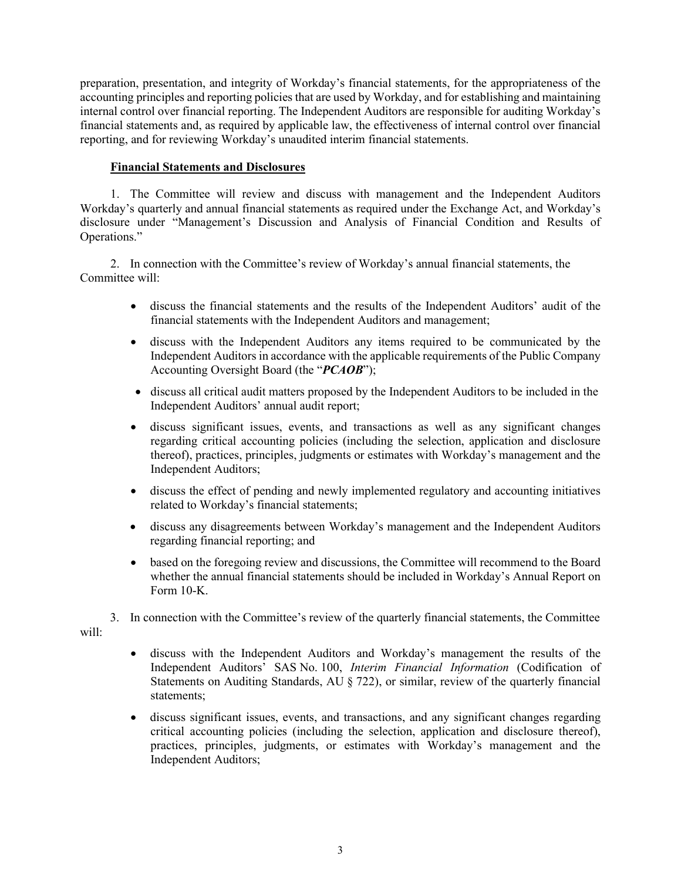preparation, presentation, and integrity of Workday's financial statements, for the appropriateness of the accounting principles and reporting policies that are used by Workday, and for establishing and maintaining internal control over financial reporting. The Independent Auditors are responsible for auditing Workday's financial statements and, as required by applicable law, the effectiveness of internal control over financial reporting, and for reviewing Workday's unaudited interim financial statements.

**Financial Statements and Disclosures**

1. The Committee will review and discuss with management and the Independent Auditors Workday's quarterly and annual financial statements as required under the Exchange Act, and Workday's disclosure under "Management's Discussion and Analysis of Financial Condition and Results of Operations."

2. In connection with the Committee's review of Workday's annual financial statements, the Committee will:

- discuss the financial statements and the results of the Independent Auditors' audit of the financial statements with the Independent Auditors and management;
- discuss with the Independent Auditors any items required to be communicated by the Independent Auditors in accordance with the applicable requirements of the Public Company Accounting Oversight Board (the "***PCAOB***");
- discuss all critical audit matters proposed by the Independent Auditors to be included in the Independent Auditors' annual audit report;
- discuss significant issues, events, and transactions as well as any significant changes regarding critical accounting policies (including the selection, application and disclosure thereof), practices, principles, judgments or estimates with Workday's management and the Independent Auditors;
- discuss the effect of pending and newly implemented regulatory and accounting initiatives related to Workday's financial statements;
- discuss any disagreements between Workday's management and the Independent Auditors regarding financial reporting; and
- based on the foregoing review and discussions, the Committee will recommend to the Board whether the annual financial statements should be included in Workday's Annual Report on Form 10-K.

3. In connection with the Committee's review of the quarterly financial statements, the Committee will:

- discuss with the Independent Auditors and Workday's management the results of the Independent Auditors' SAS No. 100, *Interim Financial Information* (Codification of Statements on Auditing Standards, AU § 722), or similar, review of the quarterly financial statements;
- discuss significant issues, events, and transactions, and any significant changes regarding critical accounting policies (including the selection, application and disclosure thereof), practices, principles, judgments, or estimates with Workday's management and the Independent Auditors;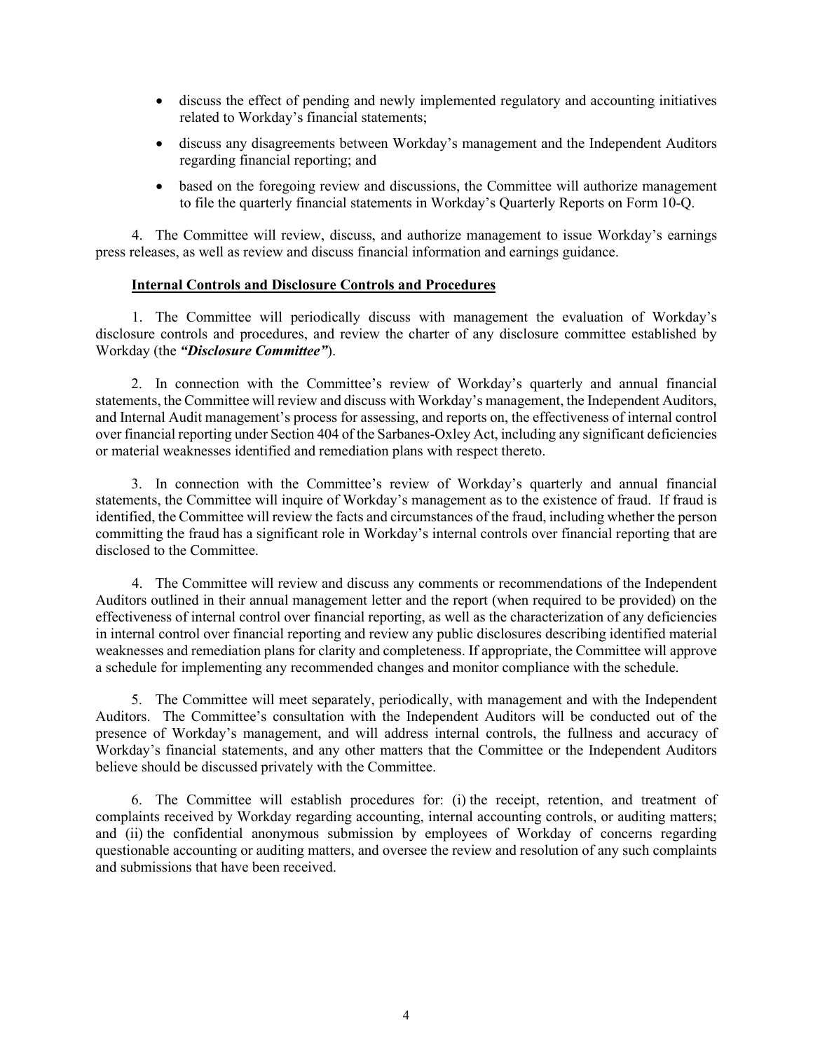- discuss the effect of pending and newly implemented regulatory and accounting initiatives related to Workday's financial statements;
- discuss any disagreements between Workday's management and the Independent Auditors regarding financial reporting; and
- based on the foregoing review and discussions, the Committee will authorize management to file the quarterly financial statements in Workday's Quarterly Reports on Form 10-Q.

4. The Committee will review, discuss, and authorize management to issue Workday's earnings press releases, as well as review and discuss financial information and earnings guidance.

**Internal Controls and Disclosure Controls and Procedures**

1. The Committee will periodically discuss with management the evaluation of Workday's disclosure controls and procedures, and review the charter of any disclosure committee established by Workday (the ***"Disclosure Committee"***).

2. In connection with the Committee's review of Workday's quarterly and annual financial statements, the Committee will review and discuss with Workday's management, the Independent Auditors, and Internal Audit management's process for assessing, and reports on, the effectiveness of internal control over financial reporting under Section 404 of the Sarbanes-Oxley Act, including any significant deficiencies or material weaknesses identified and remediation plans with respect thereto.

3. In connection with the Committee's review of Workday's quarterly and annual financial statements, the Committee will inquire of Workday's management as to the existence of fraud. If fraud is identified, the Committee will review the facts and circumstances of the fraud, including whether the person committing the fraud has a significant role in Workday's internal controls over financial reporting that are disclosed to the Committee.

4. The Committee will review and discuss any comments or recommendations of the Independent Auditors outlined in their annual management letter and the report (when required to be provided) on the effectiveness of internal control over financial reporting, as well as the characterization of any deficiencies in internal control over financial reporting and review any public disclosures describing identified material weaknesses and remediation plans for clarity and completeness. If appropriate, the Committee will approve a schedule for implementing any recommended changes and monitor compliance with the schedule.

5. The Committee will meet separately, periodically, with management and with the Independent Auditors. The Committee's consultation with the Independent Auditors will be conducted out of the presence of Workday's management, and will address internal controls, the fullness and accuracy of Workday's financial statements, and any other matters that the Committee or the Independent Auditors believe should be discussed privately with the Committee.

6. The Committee will establish procedures for: (i) the receipt, retention, and treatment of complaints received by Workday regarding accounting, internal accounting controls, or auditing matters; and (ii) the confidential anonymous submission by employees of Workday of concerns regarding questionable accounting or auditing matters, and oversee the review and resolution of any such complaints and submissions that have been received.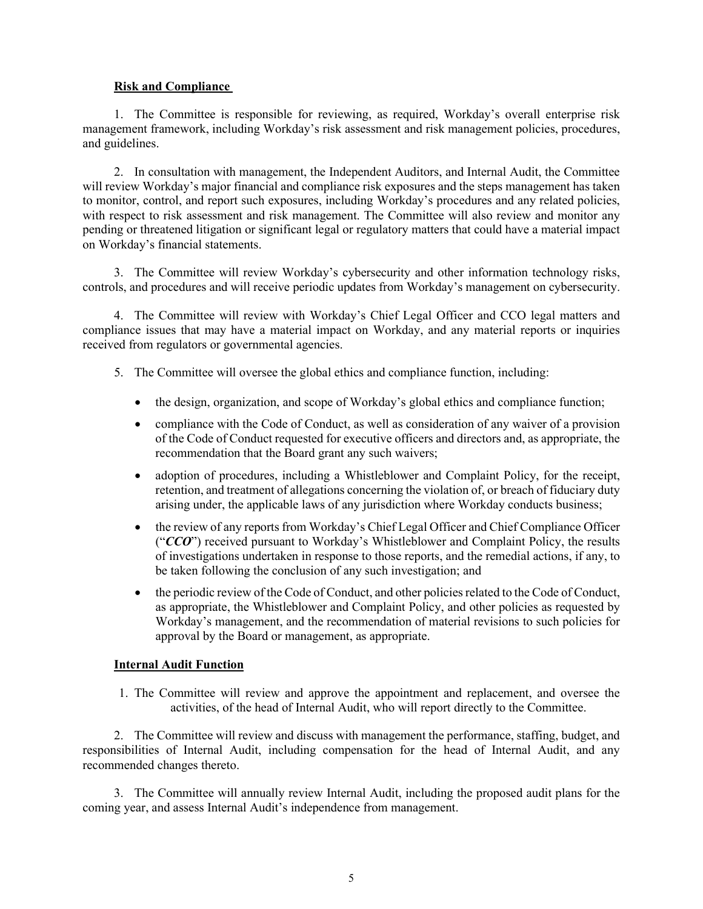**Risk and Compliance**

1. The Committee is responsible for reviewing, as required, Workday's overall enterprise risk management framework, including Workday's risk assessment and risk management policies, procedures, and guidelines.

2. In consultation with management, the Independent Auditors, and Internal Audit, the Committee will review Workday's major financial and compliance risk exposures and the steps management has taken to monitor, control, and report such exposures, including Workday's procedures and any related policies, with respect to risk assessment and risk management. The Committee will also review and monitor any pending or threatened litigation or significant legal or regulatory matters that could have a material impact on Workday's financial statements.

3. The Committee will review Workday's cybersecurity and other information technology risks, controls, and procedures and will receive periodic updates from Workday's management on cybersecurity.

4. The Committee will review with Workday's Chief Legal Officer and CCO legal matters and compliance issues that may have a material impact on Workday, and any material reports or inquiries received from regulators or governmental agencies.

5. The Committee will oversee the global ethics and compliance function, including:

   - the design, organization, and scope of Workday's global ethics and compliance function;
   - compliance with the Code of Conduct, as well as consideration of any waiver of a provision of the Code of Conduct requested for executive officers and directors and, as appropriate, the recommendation that the Board grant any such waivers;
   - adoption of procedures, including a Whistleblower and Complaint Policy, for the receipt, retention, and treatment of allegations concerning the violation of, or breach of fiduciary duty arising under, the applicable laws of any jurisdiction where Workday conducts business;
   - the review of any reports from Workday's Chief Legal Officer and Chief Compliance Officer ("***CCO***") received pursuant to Workday's Whistleblower and Complaint Policy, the results of investigations undertaken in response to those reports, and the remedial actions, if any, to be taken following the conclusion of any such investigation; and
   - the periodic review of the Code of Conduct, and other policies related to the Code of Conduct, as appropriate, the Whistleblower and Complaint Policy, and other policies as requested by Workday's management, and the recommendation of material revisions to such policies for approval by the Board or management, as appropriate.

**Internal Audit Function**

1. The Committee will review and approve the appointment and replacement, and oversee the activities, of the head of Internal Audit, who will report directly to the Committee.

2. The Committee will review and discuss with management the performance, staffing, budget, and responsibilities of Internal Audit, including compensation for the head of Internal Audit, and any recommended changes thereto.

3. The Committee will annually review Internal Audit, including the proposed audit plans for the coming year, and assess Internal Audit's independence from management.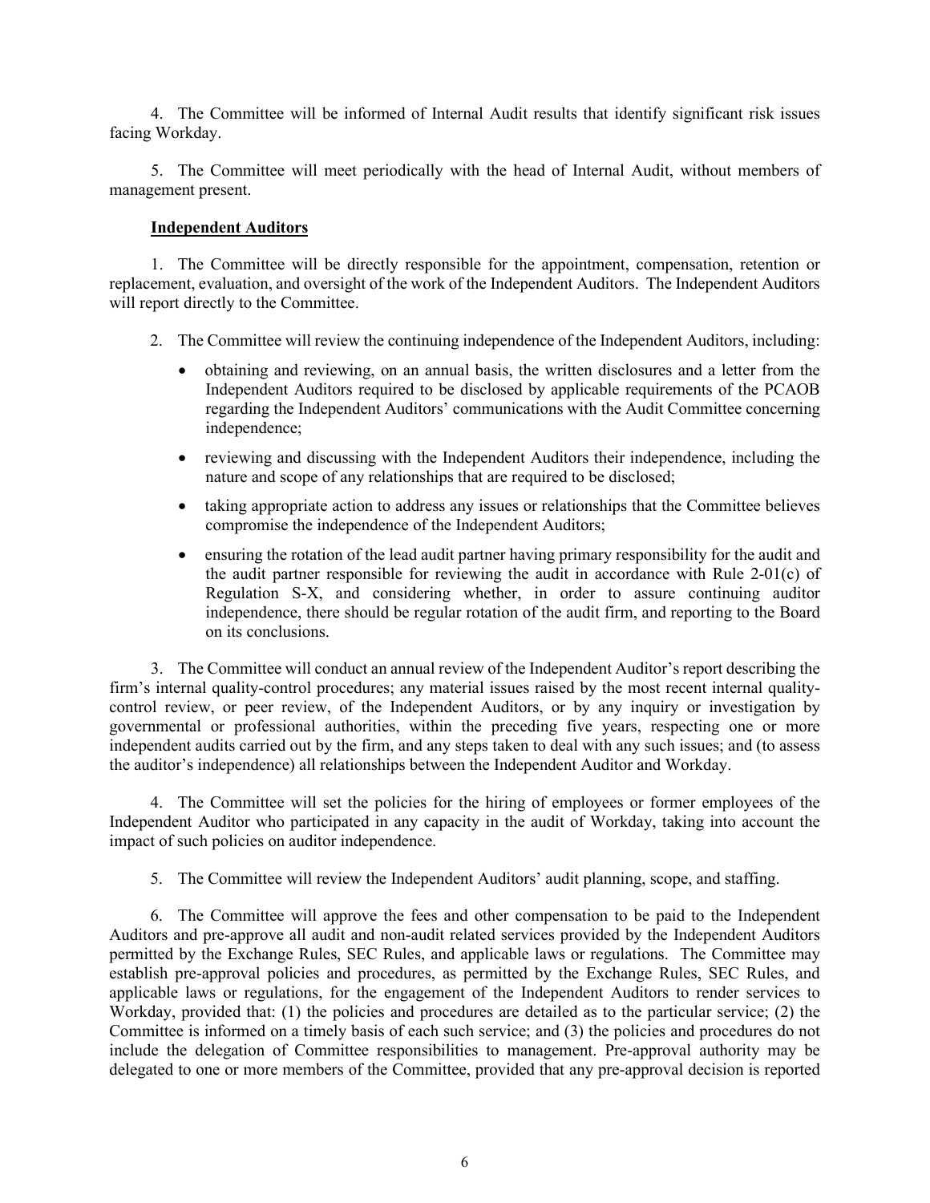4. The Committee will be informed of Internal Audit results that identify significant risk issues facing Workday.

5. The Committee will meet periodically with the head of Internal Audit, without members of management present.

**<u>Independent Auditors</u>**

1. The Committee will be directly responsible for the appointment, compensation, retention or replacement, evaluation, and oversight of the work of the Independent Auditors. The Independent Auditors will report directly to the Committee.

2. The Committee will review the continuing independence of the Independent Auditors, including:

- obtaining and reviewing, on an annual basis, the written disclosures and a letter from the Independent Auditors required to be disclosed by applicable requirements of the PCAOB regarding the Independent Auditors' communications with the Audit Committee concerning independence;
- reviewing and discussing with the Independent Auditors their independence, including the nature and scope of any relationships that are required to be disclosed;
- taking appropriate action to address any issues or relationships that the Committee believes compromise the independence of the Independent Auditors;
- ensuring the rotation of the lead audit partner having primary responsibility for the audit and the audit partner responsible for reviewing the audit in accordance with Rule 2-01(c) of Regulation S-X, and considering whether, in order to assure continuing auditor independence, there should be regular rotation of the audit firm, and reporting to the Board on its conclusions.

3. The Committee will conduct an annual review of the Independent Auditor's report describing the firm's internal quality-control procedures; any material issues raised by the most recent internal quality-control review, or peer review, of the Independent Auditors, or by any inquiry or investigation by governmental or professional authorities, within the preceding five years, respecting one or more independent audits carried out by the firm, and any steps taken to deal with any such issues; and (to assess the auditor's independence) all relationships between the Independent Auditor and Workday.

4. The Committee will set the policies for the hiring of employees or former employees of the Independent Auditor who participated in any capacity in the audit of Workday, taking into account the impact of such policies on auditor independence.

5. The Committee will review the Independent Auditors' audit planning, scope, and staffing.

6. The Committee will approve the fees and other compensation to be paid to the Independent Auditors and pre-approve all audit and non-audit related services provided by the Independent Auditors permitted by the Exchange Rules, SEC Rules, and applicable laws or regulations. The Committee may establish pre-approval policies and procedures, as permitted by the Exchange Rules, SEC Rules, and applicable laws or regulations, for the engagement of the Independent Auditors to render services to Workday, provided that: (1) the policies and procedures are detailed as to the particular service; (2) the Committee is informed on a timely basis of each such service; and (3) the policies and procedures do not include the delegation of Committee responsibilities to management. Pre-approval authority may be delegated to one or more members of the Committee, provided that any pre-approval decision is reported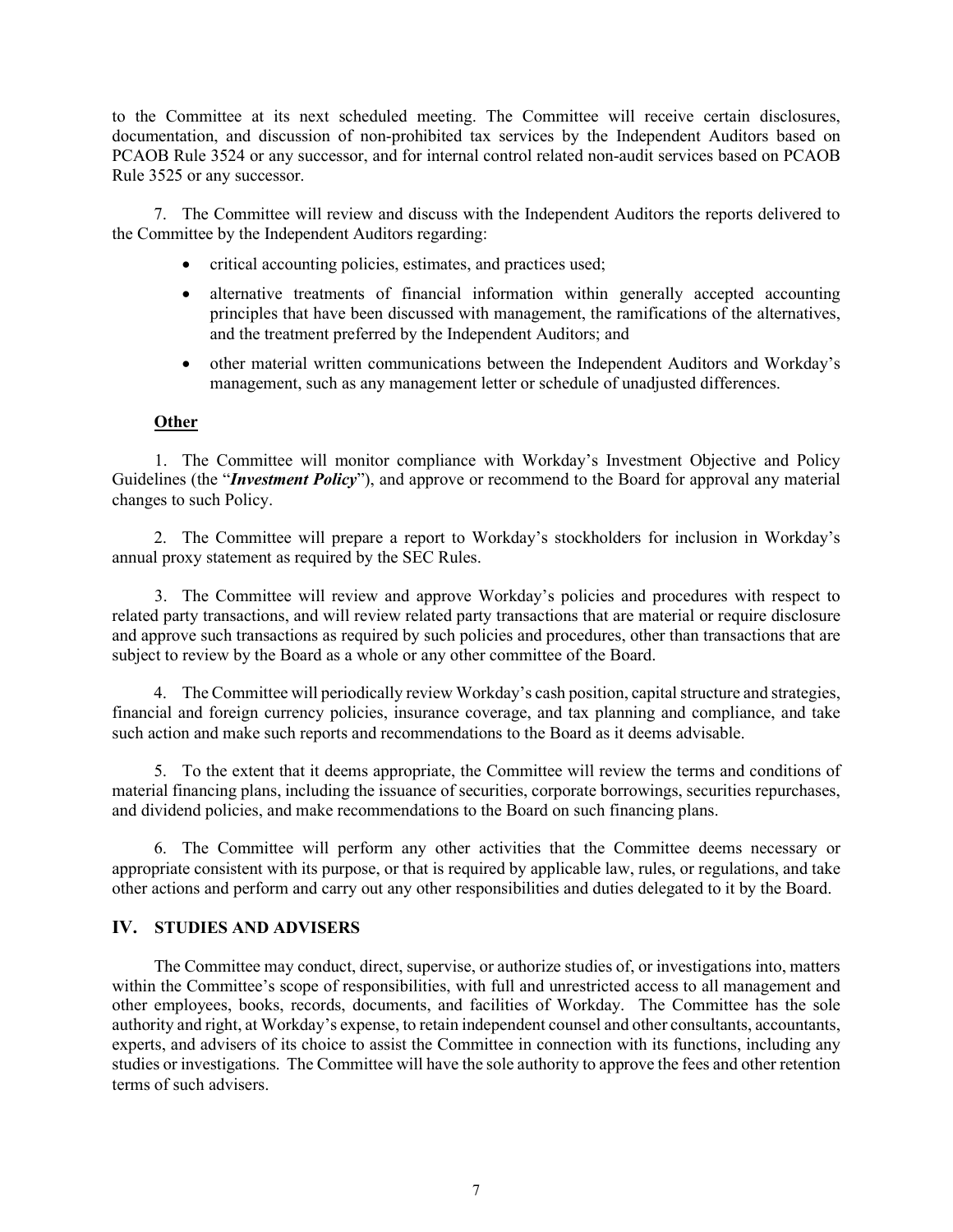to the Committee at its next scheduled meeting. The Committee will receive certain disclosures, documentation, and discussion of non-prohibited tax services by the Independent Auditors based on PCAOB Rule 3524 or any successor, and for internal control related non-audit services based on PCAOB Rule 3525 or any successor.

7. The Committee will review and discuss with the Independent Auditors the reports delivered to the Committee by the Independent Auditors regarding:

- critical accounting policies, estimates, and practices used;
- alternative treatments of financial information within generally accepted accounting principles that have been discussed with management, the ramifications of the alternatives, and the treatment preferred by the Independent Auditors; and
- other material written communications between the Independent Auditors and Workday's management, such as any management letter or schedule of unadjusted differences.

**Other**

1. The Committee will monitor compliance with Workday's Investment Objective and Policy Guidelines (the "***Investment Policy***"), and approve or recommend to the Board for approval any material changes to such Policy.

2. The Committee will prepare a report to Workday's stockholders for inclusion in Workday's annual proxy statement as required by the SEC Rules.

3. The Committee will review and approve Workday's policies and procedures with respect to related party transactions, and will review related party transactions that are material or require disclosure and approve such transactions as required by such policies and procedures, other than transactions that are subject to review by the Board as a whole or any other committee of the Board.

4. The Committee will periodically review Workday's cash position, capital structure and strategies, financial and foreign currency policies, insurance coverage, and tax planning and compliance, and take such action and make such reports and recommendations to the Board as it deems advisable.

5. To the extent that it deems appropriate, the Committee will review the terms and conditions of material financing plans, including the issuance of securities, corporate borrowings, securities repurchases, and dividend policies, and make recommendations to the Board on such financing plans.

6. The Committee will perform any other activities that the Committee deems necessary or appropriate consistent with its purpose, or that is required by applicable law, rules, or regulations, and take other actions and perform and carry out any other responsibilities and duties delegated to it by the Board.

## IV. STUDIES AND ADVISERS

The Committee may conduct, direct, supervise, or authorize studies of, or investigations into, matters within the Committee's scope of responsibilities, with full and unrestricted access to all management and other employees, books, records, documents, and facilities of Workday. The Committee has the sole authority and right, at Workday's expense, to retain independent counsel and other consultants, accountants, experts, and advisers of its choice to assist the Committee in connection with its functions, including any studies or investigations. The Committee will have the sole authority to approve the fees and other retention terms of such advisers.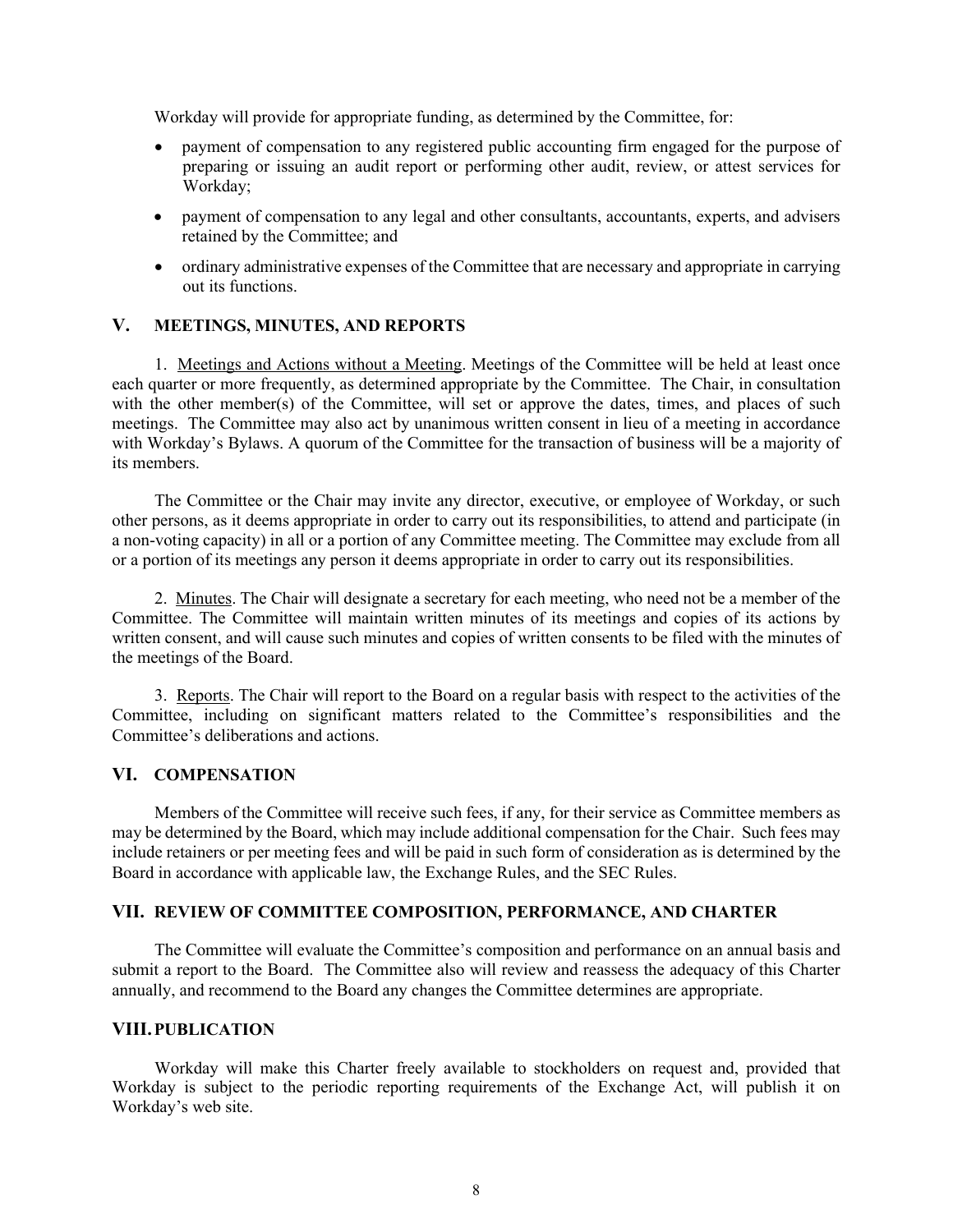Workday will provide for appropriate funding, as determined by the Committee, for:

- payment of compensation to any registered public accounting firm engaged for the purpose of preparing or issuing an audit report or performing other audit, review, or attest services for Workday;
- payment of compensation to any legal and other consultants, accountants, experts, and advisers retained by the Committee; and
- ordinary administrative expenses of the Committee that are necessary and appropriate in carrying out its functions.

## V. MEETINGS, MINUTES, AND REPORTS

1. Meetings and Actions without a Meeting. Meetings of the Committee will be held at least once each quarter or more frequently, as determined appropriate by the Committee. The Chair, in consultation with the other member(s) of the Committee, will set or approve the dates, times, and places of such meetings. The Committee may also act by unanimous written consent in lieu of a meeting in accordance with Workday's Bylaws. A quorum of the Committee for the transaction of business will be a majority of its members.

The Committee or the Chair may invite any director, executive, or employee of Workday, or such other persons, as it deems appropriate in order to carry out its responsibilities, to attend and participate (in a non-voting capacity) in all or a portion of any Committee meeting. The Committee may exclude from all or a portion of its meetings any person it deems appropriate in order to carry out its responsibilities.

2. Minutes. The Chair will designate a secretary for each meeting, who need not be a member of the Committee. The Committee will maintain written minutes of its meetings and copies of its actions by written consent, and will cause such minutes and copies of written consents to be filed with the minutes of the meetings of the Board.

3. Reports. The Chair will report to the Board on a regular basis with respect to the activities of the Committee, including on significant matters related to the Committee's responsibilities and the Committee's deliberations and actions.

## VI. COMPENSATION

Members of the Committee will receive such fees, if any, for their service as Committee members as may be determined by the Board, which may include additional compensation for the Chair. Such fees may include retainers or per meeting fees and will be paid in such form of consideration as is determined by the Board in accordance with applicable law, the Exchange Rules, and the SEC Rules.

## VII. REVIEW OF COMMITTEE COMPOSITION, PERFORMANCE, AND CHARTER

The Committee will evaluate the Committee's composition and performance on an annual basis and submit a report to the Board. The Committee also will review and reassess the adequacy of this Charter annually, and recommend to the Board any changes the Committee determines are appropriate.

## VIII. PUBLICATION

Workday will make this Charter freely available to stockholders on request and, provided that Workday is subject to the periodic reporting requirements of the Exchange Act, will publish it on Workday's web site.